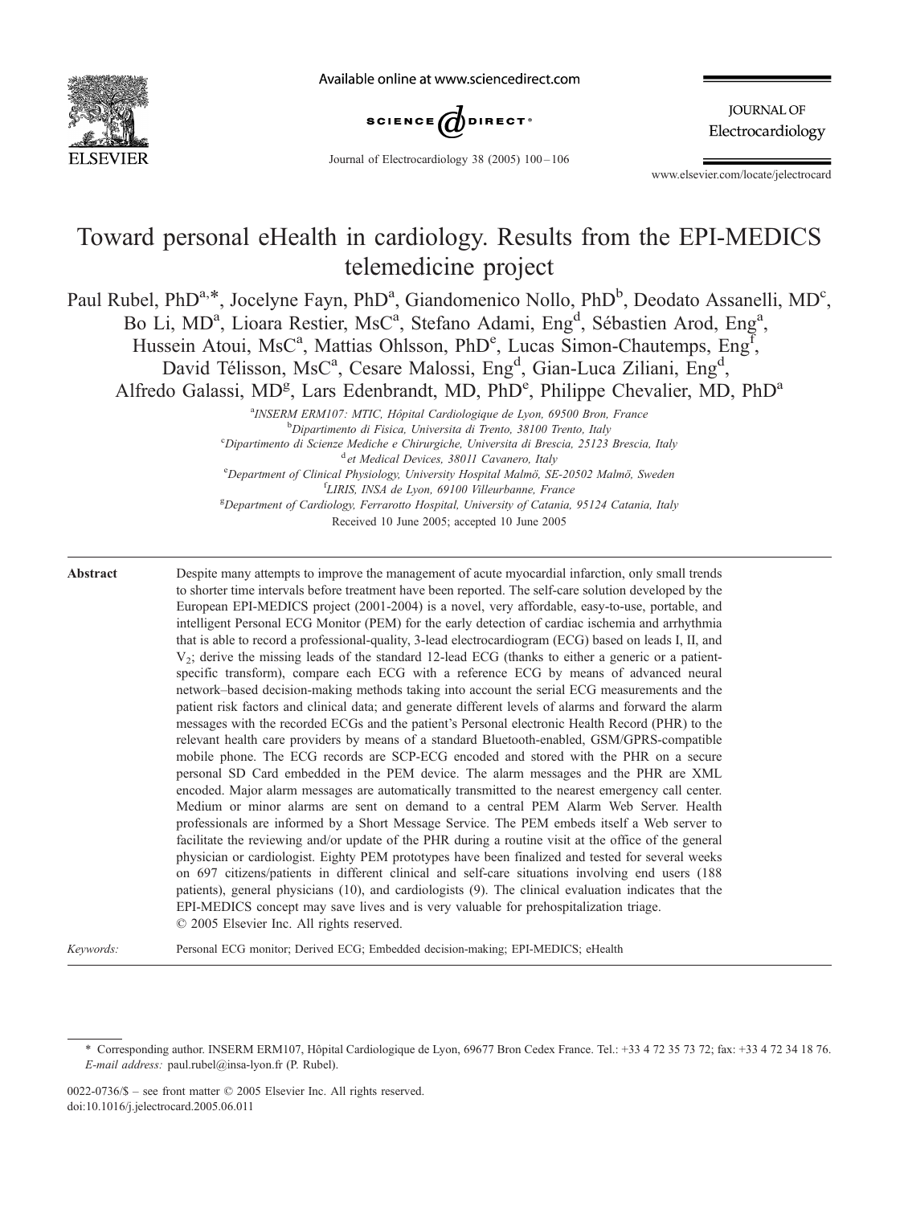# Toward personal eHealth in cardiology. Results from the EPI-MEDICS telemedicine project

Paul Rubel, PhD[a,*], Jocelyne Fayn, PhD[a], Giandomenico Nollo, PhD[b], Deodato Assanelli, MD[c], Bo Li, MD[a], Lioara Restier, MsC[a], Stefano Adami, Eng[d], Sébastien Arod, Eng[a], Hussein Atoui, MsC[a], Mattias Ohlsson, PhD[e], Lucas Simon-Chautemps, Eng[f], David Télisson, MsC[a], Cesare Malossi, Eng[d], Gian-Luca Ziliani, Eng[d], Alfredo Galassi, MD[g], Lars Edenbrandt, MD, PhD[e], Philippe Chevalier, MD, PhD[a]

[a] *INSERM ERM107: MTIC, Hôpital Cardiologique de Lyon, 69500 Bron, France*
[b] *Dipartimento di Fisica, Universita di Trento, 38100 Trento, Italy*
[c] *Dipartimento di Scienze Mediche e Chirurgiche, Universita di Brescia, 25123 Brescia, Italy*
[d] *et Medical Devices, 38011 Cavanero, Italy*
[e] *Department of Clinical Physiology, University Hospital Malmö, SE-20502 Malmö, Sweden*
[f] *LIRIS, INSA de Lyon, 69100 Villeurbanne, France*
[g] *Department of Cardiology, Ferrarotto Hospital, University of Catania, 95124 Catania, Italy*

Received 10 June 2005; accepted 10 June 2005

**Abstract**

Despite many attempts to improve the management of acute myocardial infarction, only small trends to shorter time intervals before treatment have been reported. The self-care solution developed by the European EPI-MEDICS project (2001-2004) is a novel, very affordable, easy-to-use, portable, and intelligent Personal ECG Monitor (PEM) for the early detection of cardiac ischemia and arrhythmia that is able to record a professional-quality, 3-lead electrocardiogram (ECG) based on leads I, II, and $V_2$; derive the missing leads of the standard 12-lead ECG (thanks to either a generic or a patient-specific transform), compare each ECG with a reference ECG by means of advanced neural network–based decision-making methods taking into account the serial ECG measurements and the patient risk factors and clinical data; and generate different levels of alarms and forward the alarm messages with the recorded ECGs and the patient's Personal electronic Health Record (PHR) to the relevant health care providers by means of a standard Bluetooth-enabled, GSM/GPRS-compatible mobile phone. The ECG records are SCP-ECG encoded and stored with the PHR on a secure personal SD Card embedded in the PEM device. The alarm messages and the PHR are XML encoded. Major alarm messages are automatically transmitted to the nearest emergency call center. Medium or minor alarms are sent on demand to a central PEM Alarm Web Server. Health professionals are informed by a Short Message Service. The PEM embeds itself a Web server to facilitate the reviewing and/or update of the PHR during a routine visit at the office of the general physician or cardiologist. Eighty PEM prototypes have been finalized and tested for several weeks on 697 citizens/patients in different clinical and self-care situations involving end users (188 patients), general physicians (10), and cardiologists (9). The clinical evaluation indicates that the EPI-MEDICS concept may save lives and is very valuable for prehospitalization triage.
© 2005 Elsevier Inc. All rights reserved.

*Keywords:* Personal ECG monitor; Derived ECG; Embedded decision-making; EPI-MEDICS; eHealth

\* Corresponding author. INSERM ERM107, Hôpital Cardiologique de Lyon, 69677 Bron Cedex France. Tel.: +33 4 72 35 73 72; fax: +33 4 72 34 18 76. *E-mail address:* paul.rubel@insa-lyon.fr (P. Rubel).

0022-0736/$ – see front matter © 2005 Elsevier Inc. All rights reserved.
doi:10.1016/j.jelectrocard.2005.06.011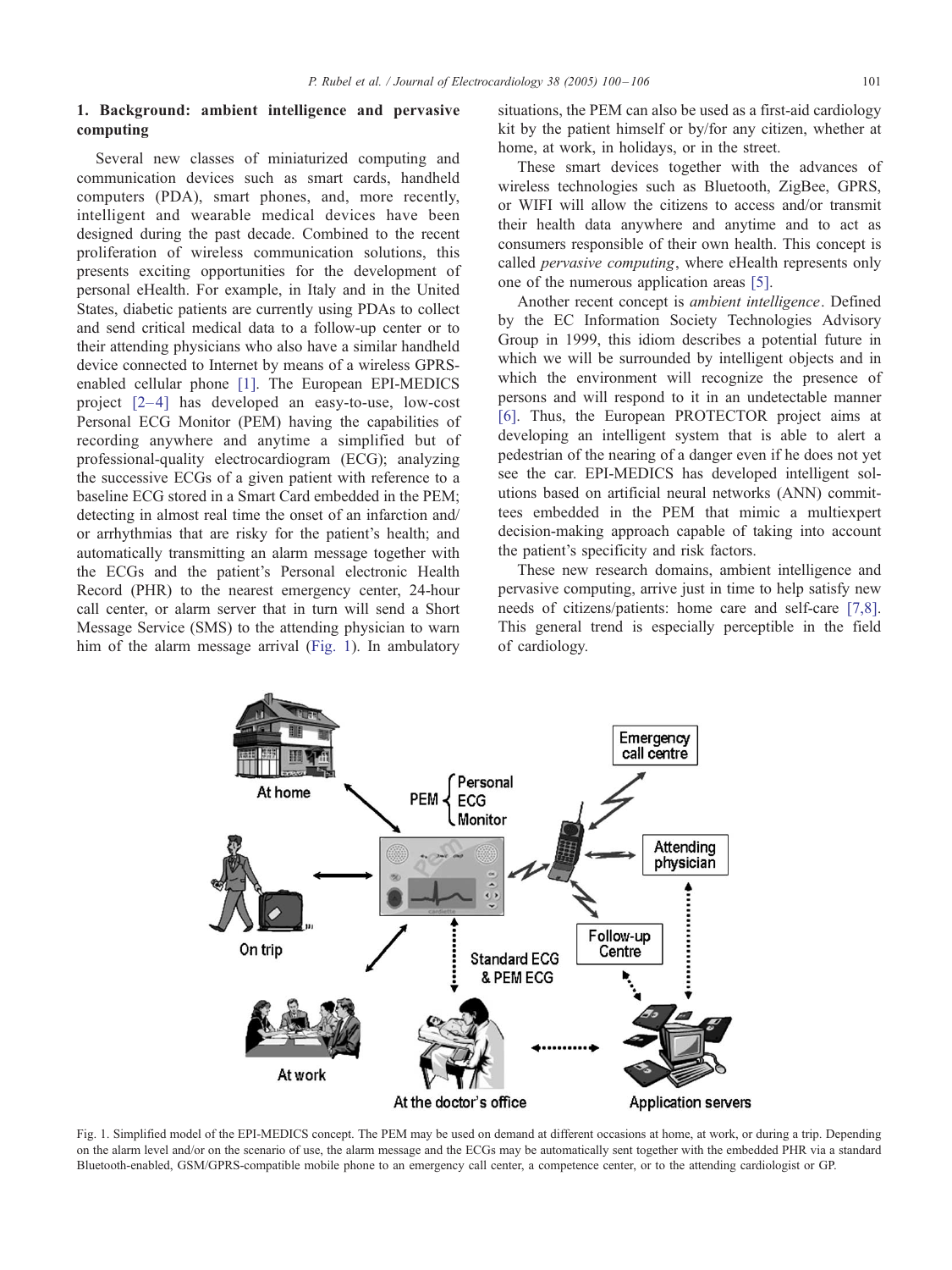## 1. Background: ambient intelligence and pervasive computing

Several new classes of miniaturized computing and communication devices such as smart cards, handheld computers (PDA), smart phones, and, more recently, intelligent and wearable medical devices have been designed during the past decade. Combined to the recent proliferation of wireless communication solutions, this presents exciting opportunities for the development of personal eHealth. For example, in Italy and in the United States, diabetic patients are currently using PDAs to collect and send critical medical data to a follow-up center or to their attending physicians who also have a similar handheld device connected to Internet by means of a wireless GPRS-enabled cellular phone [1]. The European EPI-MEDICS project [2–4] has developed an easy-to-use, low-cost Personal ECG Monitor (PEM) having the capabilities of recording anywhere and anytime a simplified but of professional-quality electrocardiogram (ECG); analyzing the successive ECGs of a given patient with reference to a baseline ECG stored in a Smart Card embedded in the PEM; detecting in almost real time the onset of an infarction and/or arrhythmias that are risky for the patient's health; and automatically transmitting an alarm message together with the ECGs and the patient's Personal electronic Health Record (PHR) to the nearest emergency center, 24-hour call center, or alarm server that in turn will send a Short Message Service (SMS) to the attending physician to warn him of the alarm message arrival (Fig. 1). In ambulatory situations, the PEM can also be used as a first-aid cardiology kit by the patient himself or by/for any citizen, whether at home, at work, in holidays, or in the street.

These smart devices together with the advances of wireless technologies such as Bluetooth, ZigBee, GPRS, or WIFI will allow the citizens to access and/or transmit their health data anywhere and anytime and to act as consumers responsible of their own health. This concept is called *pervasive computing*, where eHealth represents only one of the numerous application areas [5].

Another recent concept is *ambient intelligence*. Defined by the EC Information Society Technologies Advisory Group in 1999, this idiom describes a potential future in which we will be surrounded by intelligent objects and in which the environment will recognize the presence of persons and will respond to it in an undetectable manner [6]. Thus, the European PROTECTOR project aims at developing an intelligent system that is able to alert a pedestrian of the nearing of a danger even if he does not yet see the car. EPI-MEDICS has developed intelligent solutions based on artificial neural networks (ANN) committees embedded in the PEM that mimic a multiexpert decision-making approach capable of taking into account the patient's specificity and risk factors.

These new research domains, ambient intelligence and pervasive computing, arrive just in time to help satisfy new needs of citizens/patients: home care and self-care [7,8]. This general trend is especially perceptible in the field of cardiology.

At home
PEM { Personal ECG Monitor
Emergency call centre
Attending physician
On trip
Follow-up Centre
Standard ECG & PEM ECG
At work
At the doctor's office
Application servers

Fig. 1. Simplified model of the EPI-MEDICS concept. The PEM may be used on demand at different occasions at home, at work, or during a trip. Depending on the alarm level and/or on the scenario of use, the alarm message and the ECGs may be automatically sent together with the embedded PHR via a standard Bluetooth-enabled, GSM/GPRS-compatible mobile phone to an emergency call center, a competence center, or to the attending cardiologist or GP.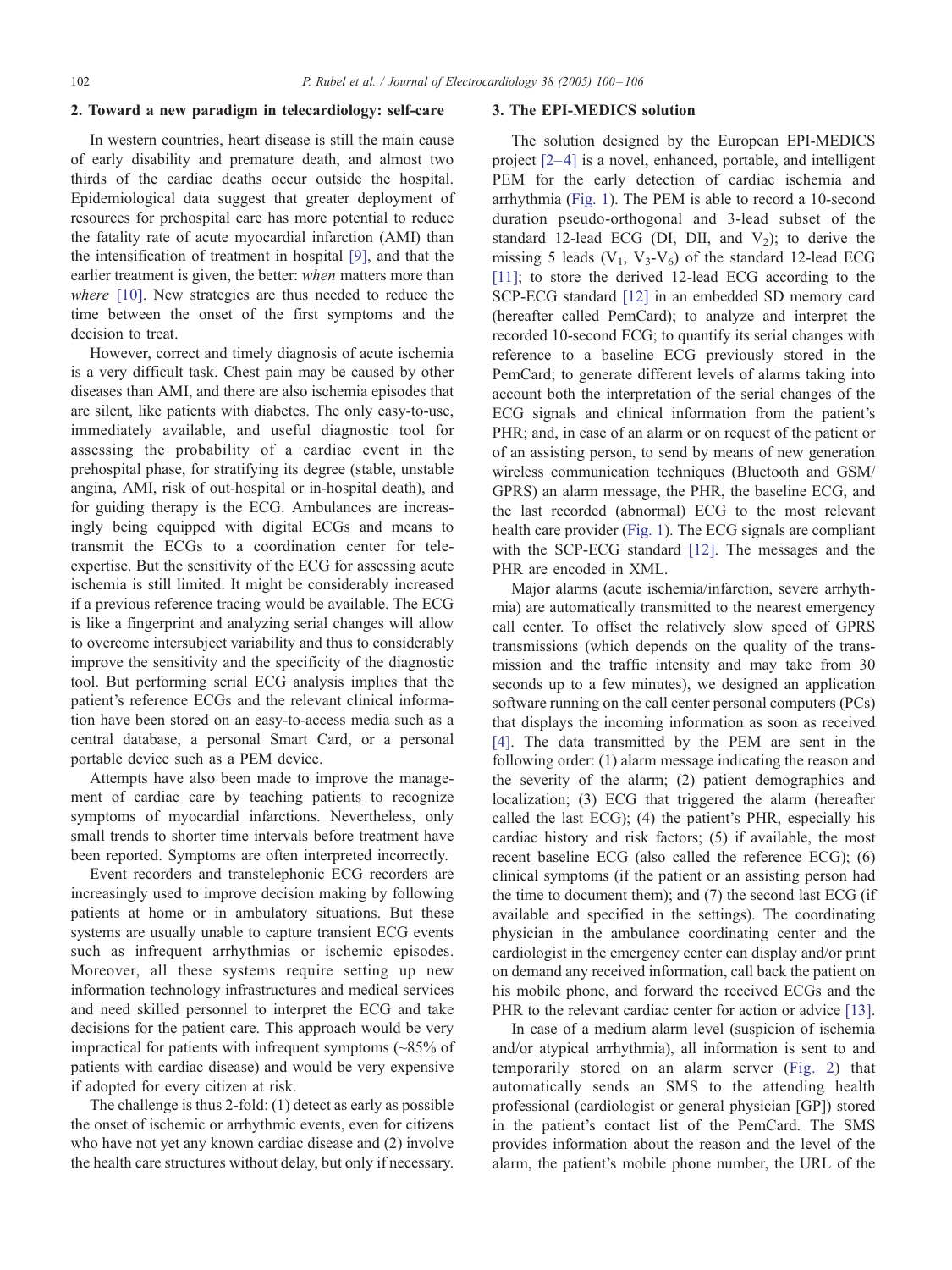## 2. Toward a new paradigm in telecardiology: self-care

In western countries, heart disease is still the main cause of early disability and premature death, and almost two thirds of the cardiac deaths occur outside the hospital. Epidemiological data suggest that greater deployment of resources for prehospital care has more potential to reduce the fatality rate of acute myocardial infarction (AMI) than the intensification of treatment in hospital [9], and that the earlier treatment is given, the better: *when* matters more than *where* [10]. New strategies are thus needed to reduce the time between the onset of the first symptoms and the decision to treat.

However, correct and timely diagnosis of acute ischemia is a very difficult task. Chest pain may be caused by other diseases than AMI, and there are also ischemia episodes that are silent, like patients with diabetes. The only easy-to-use, immediately available, and useful diagnostic tool for assessing the probability of a cardiac event in the prehospital phase, for stratifying its degree (stable, unstable angina, AMI, risk of out-hospital or in-hospital death), and for guiding therapy is the ECG. Ambulances are increasingly being equipped with digital ECGs and means to transmit the ECGs to a coordination center for tele-expertise. But the sensitivity of the ECG for assessing acute ischemia is still limited. It might be considerably increased if a previous reference tracing would be available. The ECG is like a fingerprint and analyzing serial changes will allow to overcome intersubject variability and thus to considerably improve the sensitivity and the specificity of the diagnostic tool. But performing serial ECG analysis implies that the patient's reference ECGs and the relevant clinical information have been stored on an easy-to-access media such as a central database, a personal Smart Card, or a personal portable device such as a PEM device.

Attempts have also been made to improve the management of cardiac care by teaching patients to recognize symptoms of myocardial infarctions. Nevertheless, only small trends to shorter time intervals before treatment have been reported. Symptoms are often interpreted incorrectly.

Event recorders and transtelephonic ECG recorders are increasingly used to improve decision making by following patients at home or in ambulatory situations. But these systems are usually unable to capture transient ECG events such as infrequent arrhythmias or ischemic episodes. Moreover, all these systems require setting up new information technology infrastructures and medical services and need skilled personnel to interpret the ECG and take decisions for the patient care. This approach would be very impractical for patients with infrequent symptoms (~85% of patients with cardiac disease) and would be very expensive if adopted for every citizen at risk.

The challenge is thus 2-fold: (1) detect as early as possible the onset of ischemic or arrhythmic events, even for citizens who have not yet any known cardiac disease and (2) involve the health care structures without delay, but only if necessary.

## 3. The EPI-MEDICS solution

The solution designed by the European EPI-MEDICS project [2–4] is a novel, enhanced, portable, and intelligent PEM for the early detection of cardiac ischemia and arrhythmia (Fig. 1). The PEM is able to record a 10-second duration pseudo-orthogonal and 3-lead subset of the standard 12-lead ECG (DI, DII, and $V_2$); to derive the missing 5 leads ($V_1$, $V_3$-$V_6$) of the standard 12-lead ECG [11]; to store the derived 12-lead ECG according to the SCP-ECG standard [12] in an embedded SD memory card (hereafter called PemCard); to analyze and interpret the recorded 10-second ECG; to quantify its serial changes with reference to a baseline ECG previously stored in the PemCard; to generate different levels of alarms taking into account both the interpretation of the serial changes of the ECG signals and clinical information from the patient's PHR; and, in case of an alarm or on request of the patient or of an assisting person, to send by means of new generation wireless communication techniques (Bluetooth and GSM/GPRS) an alarm message, the PHR, the baseline ECG, and the last recorded (abnormal) ECG to the most relevant health care provider (Fig. 1). The ECG signals are compliant with the SCP-ECG standard [12]. The messages and the PHR are encoded in XML.

Major alarms (acute ischemia/infarction, severe arrhythmia) are automatically transmitted to the nearest emergency call center. To offset the relatively slow speed of GPRS transmissions (which depends on the quality of the transmission and the traffic intensity and may take from 30 seconds up to a few minutes), we designed an application software running on the call center personal computers (PCs) that displays the incoming information as soon as received [4]. The data transmitted by the PEM are sent in the following order: (1) alarm message indicating the reason and the severity of the alarm; (2) patient demographics and localization; (3) ECG that triggered the alarm (hereafter called the last ECG); (4) the patient's PHR, especially his cardiac history and risk factors; (5) if available, the most recent baseline ECG (also called the reference ECG); (6) clinical symptoms (if the patient or an assisting person had the time to document them); and (7) the second last ECG (if available and specified in the settings). The coordinating physician in the ambulance coordinating center and the cardiologist in the emergency center can display and/or print on demand any received information, call back the patient on his mobile phone, and forward the received ECGs and the PHR to the relevant cardiac center for action or advice [13].

In case of a medium alarm level (suspicion of ischemia and/or atypical arrhythmia), all information is sent to and temporarily stored on an alarm server (Fig. 2) that automatically sends an SMS to the attending health professional (cardiologist or general physician [GP]) stored in the patient's contact list of the PemCard. The SMS provides information about the reason and the level of the alarm, the patient's mobile phone number, the URL of the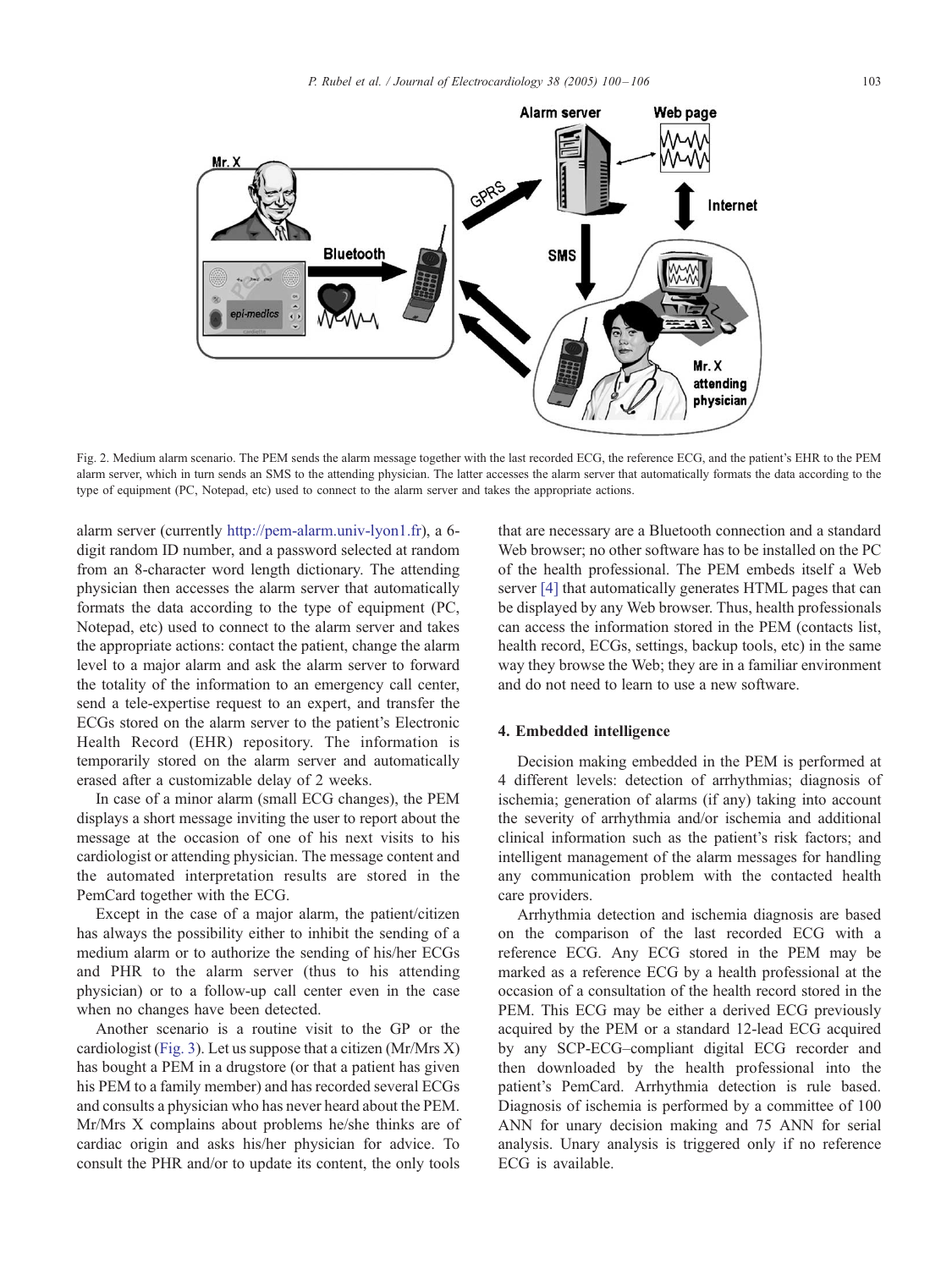Fig. 2. Medium alarm scenario. The PEM sends the alarm message together with the last recorded ECG, the reference ECG, and the patient's EHR to the PEM alarm server, which in turn sends an SMS to the attending physician. The latter accesses the alarm server that automatically formats the data according to the type of equipment (PC, Notepad, etc) used to connect to the alarm server and takes the appropriate actions.

alarm server (currently http://pem-alarm.univ-lyon1.fr), a 6-digit random ID number, and a password selected at random from an 8-character word length dictionary. The attending physician then accesses the alarm server that automatically formats the data according to the type of equipment (PC, Notepad, etc) used to connect to the alarm server and takes the appropriate actions: contact the patient, change the alarm level to a major alarm and ask the alarm server to forward the totality of the information to an emergency call center, send a tele-expertise request to an expert, and transfer the ECGs stored on the alarm server to the patient's Electronic Health Record (EHR) repository. The information is temporarily stored on the alarm server and automatically erased after a customizable delay of 2 weeks.

In case of a minor alarm (small ECG changes), the PEM displays a short message inviting the user to report about the message at the occasion of one of his next visits to his cardiologist or attending physician. The message content and the automated interpretation results are stored in the PemCard together with the ECG.

Except in the case of a major alarm, the patient/citizen has always the possibility either to inhibit the sending of a medium alarm or to authorize the sending of his/her ECGs and PHR to the alarm server (thus to his attending physician) or to a follow-up call center even in the case when no changes have been detected.

Another scenario is a routine visit to the GP or the cardiologist (Fig. 3). Let us suppose that a citizen (Mr/Mrs X) has bought a PEM in a drugstore (or that a patient has given his PEM to a family member) and has recorded several ECGs and consults a physician who has never heard about the PEM. Mr/Mrs X complains about problems he/she thinks are of cardiac origin and asks his/her physician for advice. To consult the PHR and/or to update its content, the only tools that are necessary are a Bluetooth connection and a standard Web browser; no other software has to be installed on the PC of the health professional. The PEM embeds itself a Web server [4] that automatically generates HTML pages that can be displayed by any Web browser. Thus, health professionals can access the information stored in the PEM (contacts list, health record, ECGs, settings, backup tools, etc) in the same way they browse the Web; they are in a familiar environment and do not need to learn to use a new software.

## 4. Embedded intelligence

Decision making embedded in the PEM is performed at 4 different levels: detection of arrhythmias; diagnosis of ischemia; generation of alarms (if any) taking into account the severity of arrhythmia and/or ischemia and additional clinical information such as the patient's risk factors; and intelligent management of the alarm messages for handling any communication problem with the contacted health care providers.

Arrhythmia detection and ischemia diagnosis are based on the comparison of the last recorded ECG with a reference ECG. Any ECG stored in the PEM may be marked as a reference ECG by a health professional at the occasion of a consultation of the health record stored in the PEM. This ECG may be either a derived ECG previously acquired by the PEM or a standard 12-lead ECG acquired by any SCP-ECG–compliant digital ECG recorder and then downloaded by the health professional into the patient's PemCard. Arrhythmia detection is rule based. Diagnosis of ischemia is performed by a committee of 100 ANN for unary decision making and 75 ANN for serial analysis. Unary analysis is triggered only if no reference ECG is available.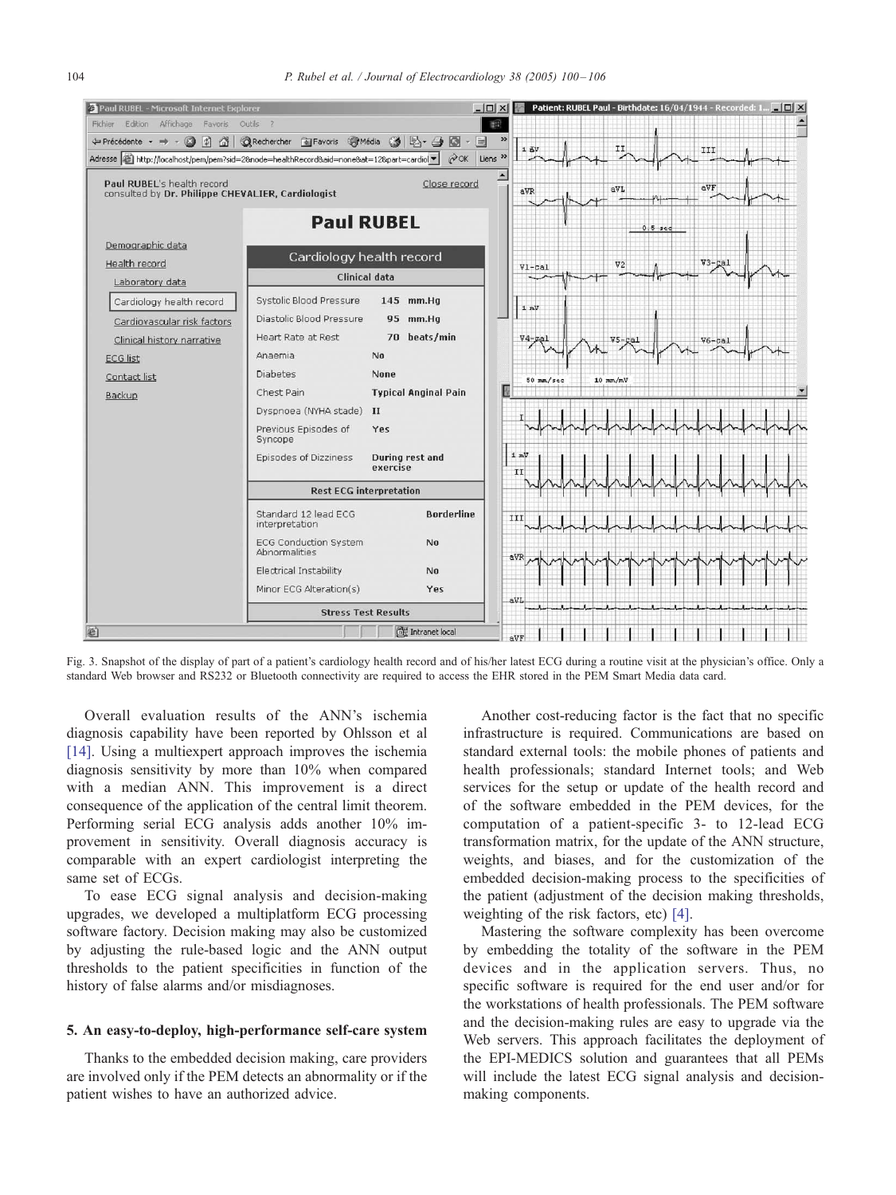Fig. 3. Snapshot of the display of part of a patient's cardiology health record and of his/her latest ECG during a routine visit at the physician's office. Only a standard Web browser and RS232 or Bluetooth connectivity are required to access the EHR stored in the PEM Smart Media data card.

Overall evaluation results of the ANN's ischemia diagnosis capability have been reported by Ohlsson et al [14]. Using a multiexpert approach improves the ischemia diagnosis sensitivity by more than 10% when compared with a median ANN. This improvement is a direct consequence of the application of the central limit theorem. Performing serial ECG analysis adds another 10% improvement in sensitivity. Overall diagnosis accuracy is comparable with an expert cardiologist interpreting the same set of ECGs.

To ease ECG signal analysis and decision-making upgrades, we developed a multiplatform ECG processing software factory. Decision making may also be customized by adjusting the rule-based logic and the ANN output thresholds to the patient specificities in function of the history of false alarms and/or misdiagnoses.

## 5. An easy-to-deploy, high-performance self-care system

Thanks to the embedded decision making, care providers are involved only if the PEM detects an abnormality or if the patient wishes to have an authorized advice.

Another cost-reducing factor is the fact that no specific infrastructure is required. Communications are based on standard external tools: the mobile phones of patients and health professionals; standard Internet tools; and Web services for the setup or update of the health record and of the software embedded in the PEM devices, for the computation of a patient-specific 3- to 12-lead ECG transformation matrix, for the update of the ANN structure, weights, and biases, and for the customization of the embedded decision-making process to the specificities of the patient (adjustment of the decision making thresholds, weighting of the risk factors, etc) [4].

Mastering the software complexity has been overcome by embedding the totality of the software in the PEM devices and in the application servers. Thus, no specific software is required for the end user and/or for the workstations of health professionals. The PEM software and the decision-making rules are easy to upgrade via the Web servers. This approach facilitates the deployment of the EPI-MEDICS solution and guarantees that all PEMs will include the latest ECG signal analysis and decision-making components.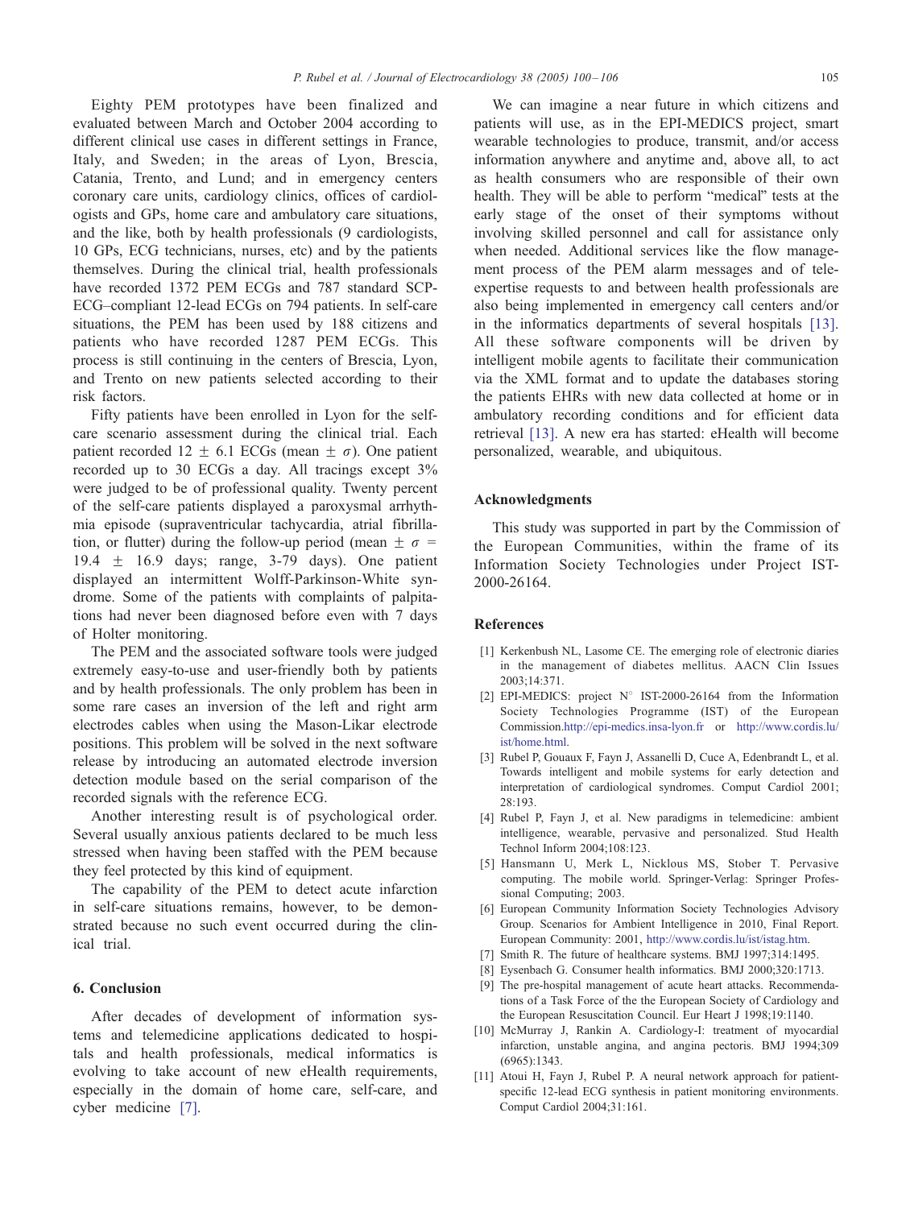Eighty PEM prototypes have been finalized and evaluated between March and October 2004 according to different clinical use cases in different settings in France, Italy, and Sweden; in the areas of Lyon, Brescia, Catania, Trento, and Lund; and in emergency centers coronary care units, cardiology clinics, offices of cardiologists and GPs, home care and ambulatory care situations, and the like, both by health professionals (9 cardiologists, 10 GPs, ECG technicians, nurses, etc) and by the patients themselves. During the clinical trial, health professionals have recorded 1372 PEM ECGs and 787 standard SCP-ECG–compliant 12-lead ECGs on 794 patients. In self-care situations, the PEM has been used by 188 citizens and patients who have recorded 1287 PEM ECGs. This process is still continuing in the centers of Brescia, Lyon, and Trento on new patients selected according to their risk factors.

Fifty patients have been enrolled in Lyon for the self-care scenario assessment during the clinical trial. Each patient recorded $12 \pm 6.1$ ECGs (mean $\pm$ $\sigma$). One patient recorded up to 30 ECGs a day. All tracings except 3% were judged to be of professional quality. Twenty percent of the self-care patients displayed a paroxysmal arrhythmia episode (supraventricular tachycardia, atrial fibrillation, or flutter) during the follow-up period (mean $\pm$ $\sigma$ = $19.4 \pm 16.9$ days; range, 3-79 days). One patient displayed an intermittent Wolff-Parkinson-White syndrome. Some of the patients with complaints of palpitations had never been diagnosed before even with 7 days of Holter monitoring.

The PEM and the associated software tools were judged extremely easy-to-use and user-friendly both by patients and by health professionals. The only problem has been in some rare cases an inversion of the left and right arm electrodes cables when using the Mason-Likar electrode positions. This problem will be solved in the next software release by introducing an automated electrode inversion detection module based on the serial comparison of the recorded signals with the reference ECG.

Another interesting result is of psychological order. Several usually anxious patients declared to be much less stressed when having been staffed with the PEM because they feel protected by this kind of equipment.

The capability of the PEM to detect acute infarction in self-care situations remains, however, to be demonstrated because no such event occurred during the clinical trial.

## 6. Conclusion

After decades of development of information systems and telemedicine applications dedicated to hospitals and health professionals, medical informatics is evolving to take account of new eHealth requirements, especially in the domain of home care, self-care, and cyber medicine [7].

We can imagine a near future in which citizens and patients will use, as in the EPI-MEDICS project, smart wearable technologies to produce, transmit, and/or access information anywhere and anytime and, above all, to act as health consumers who are responsible of their own health. They will be able to perform "medical" tests at the early stage of the onset of their symptoms without involving skilled personnel and call for assistance only when needed. Additional services like the flow management process of the PEM alarm messages and of tele-expertise requests to and between health professionals are also being implemented in emergency call centers and/or in the informatics departments of several hospitals [13]. All these software components will be driven by intelligent mobile agents to facilitate their communication via the XML format and to update the databases storing the patients EHRs with new data collected at home or in ambulatory recording conditions and for efficient data retrieval [13]. A new era has started: eHealth will become personalized, wearable, and ubiquitous.

## Acknowledgments

This study was supported in part by the Commission of the European Communities, within the frame of its Information Society Technologies under Project IST-2000-26164.

## References

[1] Kerkenbush NL, Lasome CE. The emerging role of electronic diaries in the management of diabetes mellitus. AACN Clin Issues 2003;14:371.

[2] EPI-MEDICS: project N° IST-2000-26164 from the Information Society Technologies Programme (IST) of the European Commission.http://epi-medics.insa-lyon.fr or http://www.cordis.lu/ist/home.html.

[3] Rubel P, Gouaux F, Fayn J, Assanelli D, Cuce A, Edenbrandt L, et al. Towards intelligent and mobile systems for early detection and interpretation of cardiological syndromes. Comput Cardiol 2001; 28:193.

[4] Rubel P, Fayn J, et al. New paradigms in telemedicine: ambient intelligence, wearable, pervasive and personalized. Stud Health Technol Inform 2004;108:123.

[5] Hansmann U, Merk L, Nicklous MS, Stober T. Pervasive computing. The mobile world. Springer-Verlag: Springer Professional Computing; 2003.

[6] European Community Information Society Technologies Advisory Group. Scenarios for Ambient Intelligence in 2010, Final Report. European Community: 2001, http://www.cordis.lu/ist/istag.htm.

[7] Smith R. The future of healthcare systems. BMJ 1997;314:1495.

[8] Eysenbach G. Consumer health informatics. BMJ 2000;320:1713.

[9] The pre-hospital management of acute heart attacks. Recommendations of a Task Force of the the European Society of Cardiology and the European Resuscitation Council. Eur Heart J 1998;19:1140.

[10] McMurray J, Rankin A. Cardiology-I: treatment of myocardial infarction, unstable angina, and angina pectoris. BMJ 1994;309 (6965):1343.

[11] Atoui H, Fayn J, Rubel P. A neural network approach for patient-specific 12-lead ECG synthesis in patient monitoring environments. Comput Cardiol 2004;31:161.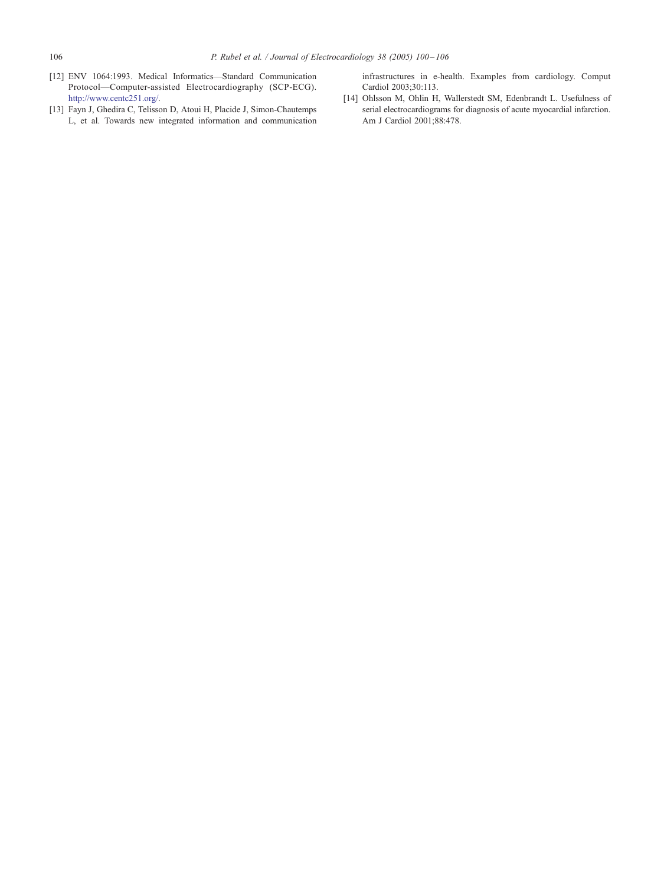[12] ENV 1064:1993. Medical Informatics—Standard Communication Protocol—Computer-assisted Electrocardiography (SCP-ECG). http://www.centc251.org/.

[13] Fayn J, Ghedira C, Telisson D, Atoui H, Placide J, Simon-Chautemps L, et al. Towards new integrated information and communication infrastructures in e-health. Examples from cardiology. Comput Cardiol 2003;30:113.

[14] Ohlsson M, Ohlin H, Wallerstedt SM, Edenbrandt L. Usefulness of serial electrocardiograms for diagnosis of acute myocardial infarction. Am J Cardiol 2001;88:478.